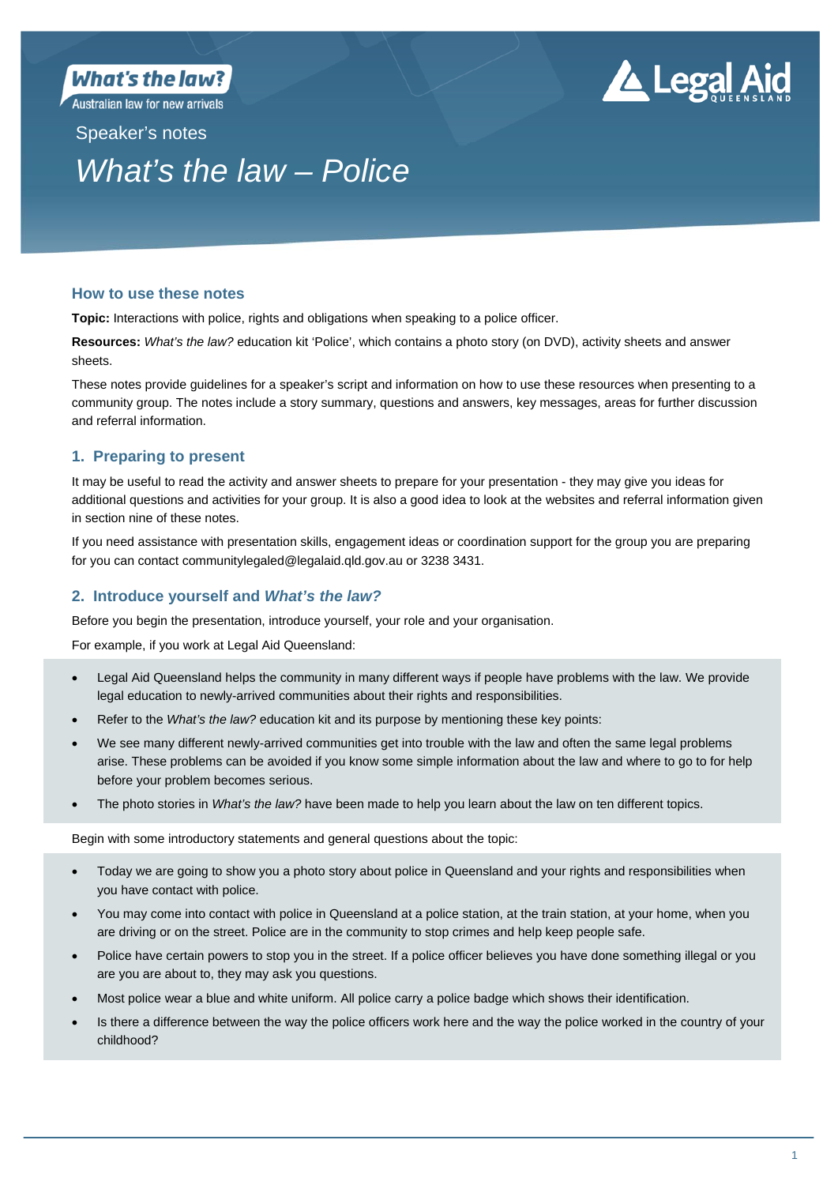What's the law?

Australian law for new arrivals

Legal Aid QUEENSLAND

Speaker's notes

# *What's the law – Police*

## How to use these notes

**Topic:** Interactions with police, rights and obligations when speaking to a police officer.

**Resources:** *What's the law?* education kit 'Police', which contains a photo story (on DVD), activity sheets and answer sheets.

These notes provide guidelines for a speaker's script and information on how to use these resources when presenting to a community group. The notes include a story summary, questions and answers, key messages, areas for further discussion and referral information.

## 1. Preparing to present

It may be useful to read the activity and answer sheets to prepare for your presentation - they may give you ideas for additional questions and activities for your group. It is also a good idea to look at the websites and referral information given in section nine of these notes.

If you need assistance with presentation skills, engagement ideas or coordination support for the group you are preparing for you can contact communitylegaled@legalaid.qld.gov.au or 3238 3431.

## 2. Introduce yourself and *What's the law?*

Before you begin the presentation, introduce yourself, your role and your organisation.

For example, if you work at Legal Aid Queensland:

- Legal Aid Queensland helps the community in many different ways if people have problems with the law. We provide legal education to newly-arrived communities about their rights and responsibilities.
- Refer to the *What's the law?* education kit and its purpose by mentioning these key points:
- We see many different newly-arrived communities get into trouble with the law and often the same legal problems arise. These problems can be avoided if you know some simple information about the law and where to go to for help before your problem becomes serious.
- The photo stories in *What's the law?* have been made to help you learn about the law on ten different topics.

Begin with some introductory statements and general questions about the topic:

- Today we are going to show you a photo story about police in Queensland and your rights and responsibilities when you have contact with police.
- You may come into contact with police in Queensland at a police station, at the train station, at your home, when you are driving or on the street. Police are in the community to stop crimes and help keep people safe.
- Police have certain powers to stop you in the street. If a police officer believes you have done something illegal or you are you are about to, they may ask you questions.
- Most police wear a blue and white uniform. All police carry a police badge which shows their identification.
- Is there a difference between the way the police officers work here and the way the police worked in the country of your childhood?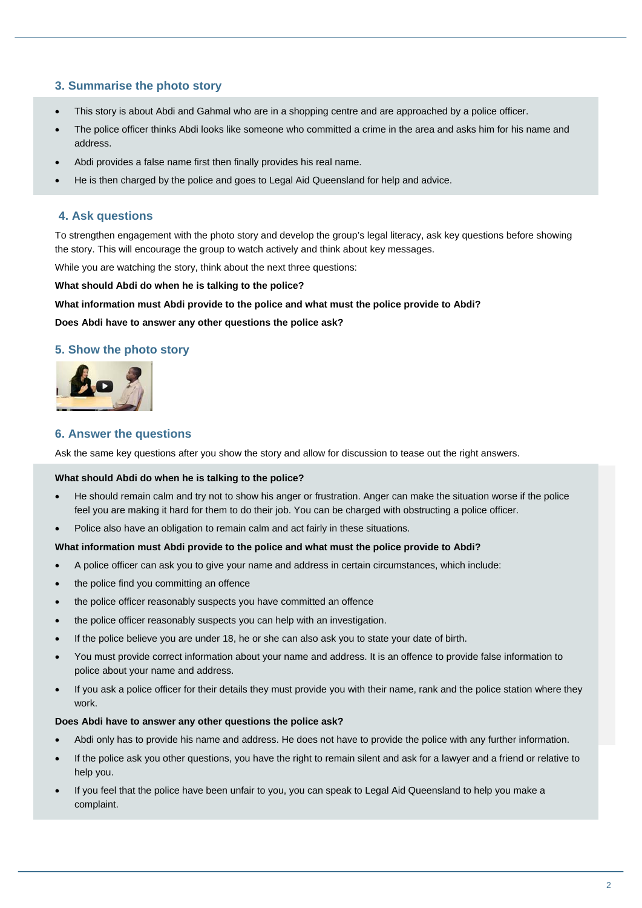## 3. Summarise the photo story

- This story is about Abdi and Gahmal who are in a shopping centre and are approached by a police officer.
- The police officer thinks Abdi looks like someone who committed a crime in the area and asks him for his name and address.
- Abdi provides a false name first then finally provides his real name.
- He is then charged by the police and goes to Legal Aid Queensland for help and advice.

## 4. Ask questions

To strengthen engagement with the photo story and develop the group's legal literacy, ask key questions before showing the story. This will encourage the group to watch actively and think about key messages.

While you are watching the story, think about the next three questions:

**What should Abdi do when he is talking to the police?**

**What information must Abdi provide to the police and what must the police provide to Abdi?**

**Does Abdi have to answer any other questions the police ask?**

## 5. Show the photo story

## 6. Answer the questions

Ask the same key questions after you show the story and allow for discussion to tease out the right answers.

**What should Abdi do when he is talking to the police?**

- He should remain calm and try not to show his anger or frustration. Anger can make the situation worse if the police feel you are making it hard for them to do their job. You can be charged with obstructing a police officer.
- Police also have an obligation to remain calm and act fairly in these situations.

**What information must Abdi provide to the police and what must the police provide to Abdi?**

- A police officer can ask you to give your name and address in certain circumstances, which include:
- the police find you committing an offence
- the police officer reasonably suspects you have committed an offence
- the police officer reasonably suspects you can help with an investigation.
- If the police believe you are under 18, he or she can also ask you to state your date of birth.
- You must provide correct information about your name and address. It is an offence to provide false information to police about your name and address.
- If you ask a police officer for their details they must provide you with their name, rank and the police station where they work.

**Does Abdi have to answer any other questions the police ask?**

- Abdi only has to provide his name and address. He does not have to provide the police with any further information.
- If the police ask you other questions, you have the right to remain silent and ask for a lawyer and a friend or relative to help you.
- If you feel that the police have been unfair to you, you can speak to Legal Aid Queensland to help you make a complaint.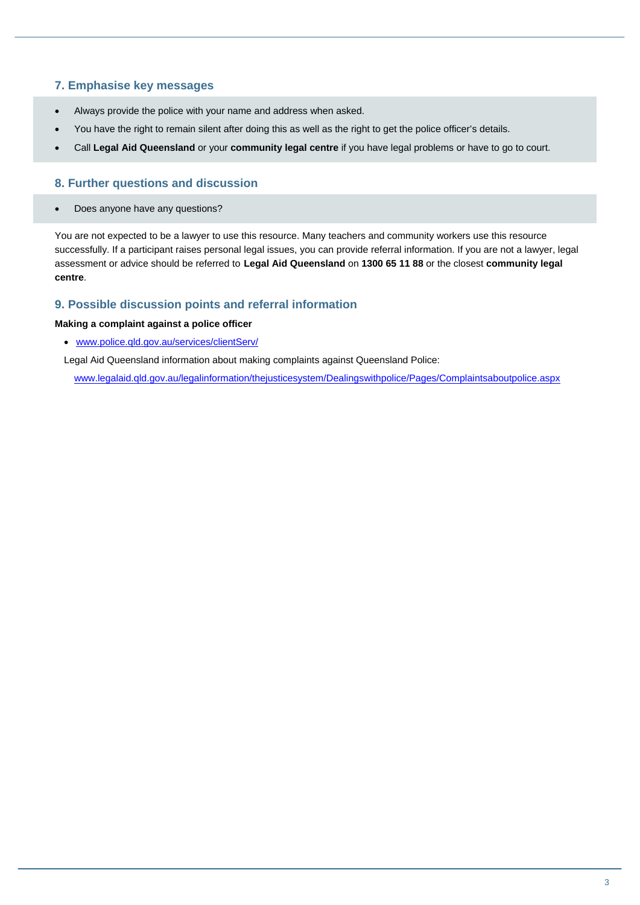## 7. Emphasise key messages

- Always provide the police with your name and address when asked.
- You have the right to remain silent after doing this as well as the right to get the police officer's details.
- Call **Legal Aid Queensland** or your **community legal centre** if you have legal problems or have to go to court.

## 8. Further questions and discussion

- Does anyone have any questions?

You are not expected to be a lawyer to use this resource. Many teachers and community workers use this resource successfully. If a participant raises personal legal issues, you can provide referral information. If you are not a lawyer, legal assessment or advice should be referred to **Legal Aid Queensland** on **1300 65 11 88** or the closest **community legal centre**.

## 9. Possible discussion points and referral information

**Making a complaint against a police officer**

- www.police.qld.gov.au/services/clientServ/

Legal Aid Queensland information about making complaints against Queensland Police:

www.legalaid.qld.gov.au/legalinformation/thejusticesystem/Dealingswithpolice/Pages/Complaintsaboutpolice.aspx